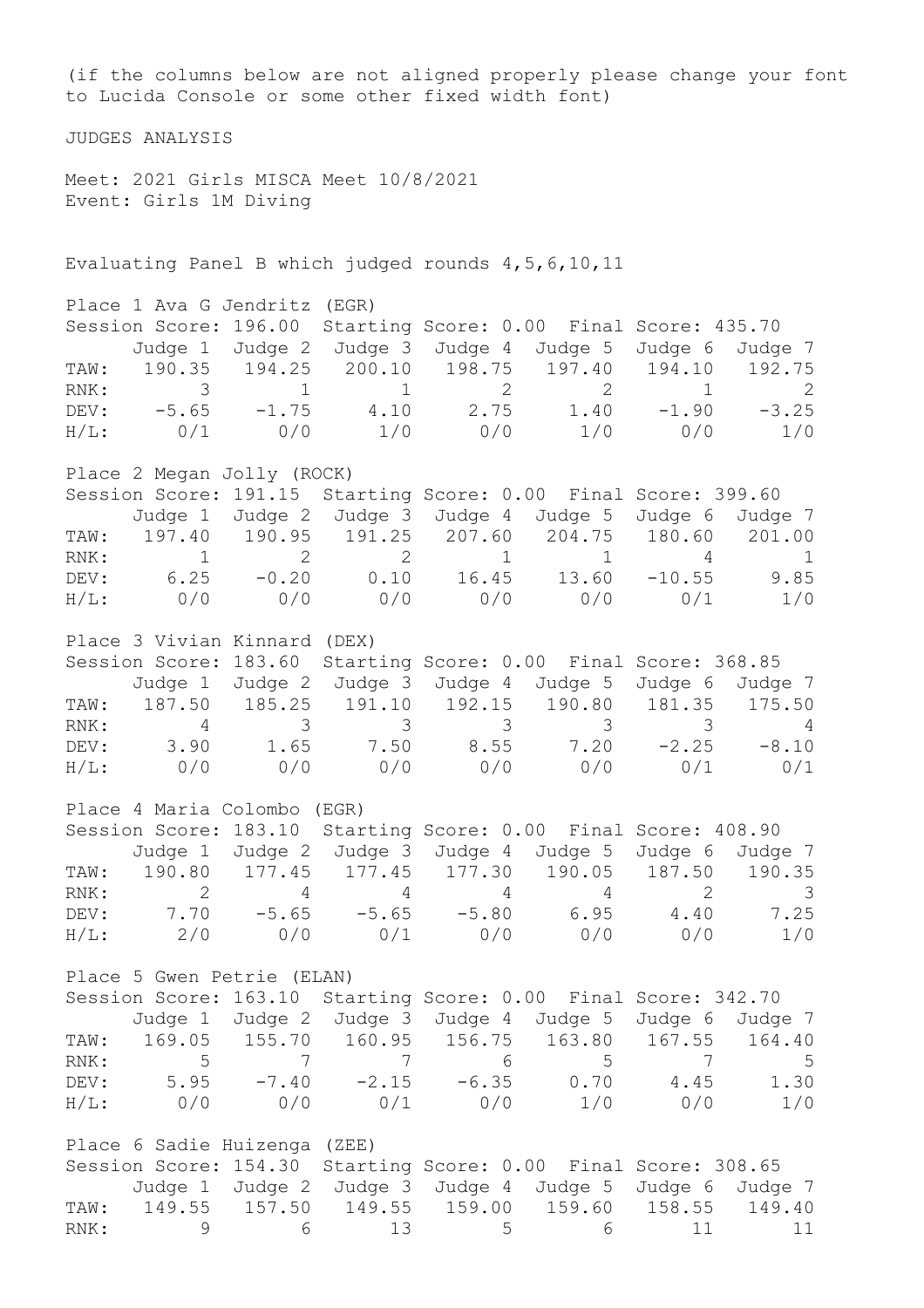(if the columns below are not aligned properly please change your font to Lucida Console or some other fixed width font)

JUDGES ANALYSIS

Meet: 2021 Girls MISCA Meet 10/8/2021
Event: Girls 1M Diving

Evaluating Panel B which judged rounds 4,5,6,10,11

Place 1 Ava G Jendritz (EGR)
Session Score: 196.00 Starting Score: 0.00 Final Score: 435.70

| | Judge 1 | Judge 2 | Judge 3 | Judge 4 | Judge 5 | Judge 6 | Judge 7 |
|---|---|---|---|---|---|---|---|
| TAW: | 190.35 | 194.25 | 200.10 | 198.75 | 197.40 | 194.10 | 192.75 |
| RNK: | 3 | 1 | 1 | 2 | 2 | 1 | 2 |
| DEV: | -5.65 | -1.75 | 4.10 | 2.75 | 1.40 | -1.90 | -3.25 |
| H/L: | 0/1 | 0/0 | 1/0 | 0/0 | 1/0 | 0/0 | 1/0 |

Place 2 Megan Jolly (ROCK)
Session Score: 191.15 Starting Score: 0.00 Final Score: 399.60

| | Judge 1 | Judge 2 | Judge 3 | Judge 4 | Judge 5 | Judge 6 | Judge 7 |
|---|---|---|---|---|---|---|---|
| TAW: | 197.40 | 190.95 | 191.25 | 207.60 | 204.75 | 180.60 | 201.00 |
| RNK: | 1 | 2 | 2 | 1 | 1 | 4 | 1 |
| DEV: | 6.25 | -0.20 | 0.10 | 16.45 | 13.60 | -10.55 | 9.85 |
| H/L: | 0/0 | 0/0 | 0/0 | 0/0 | 0/0 | 0/1 | 1/0 |

Place 3 Vivian Kinnard (DEX)
Session Score: 183.60 Starting Score: 0.00 Final Score: 368.85

| | Judge 1 | Judge 2 | Judge 3 | Judge 4 | Judge 5 | Judge 6 | Judge 7 |
|---|---|---|---|---|---|---|---|
| TAW: | 187.50 | 185.25 | 191.10 | 192.15 | 190.80 | 181.35 | 175.50 |
| RNK: | 4 | 3 | 3 | 3 | 3 | 3 | 4 |
| DEV: | 3.90 | 1.65 | 7.50 | 8.55 | 7.20 | -2.25 | -8.10 |
| H/L: | 0/0 | 0/0 | 0/0 | 0/0 | 0/0 | 0/1 | 0/1 |

Place 4 Maria Colombo (EGR)
Session Score: 183.10 Starting Score: 0.00 Final Score: 408.90

| | Judge 1 | Judge 2 | Judge 3 | Judge 4 | Judge 5 | Judge 6 | Judge 7 |
|---|---|---|---|---|---|---|---|
| TAW: | 190.80 | 177.45 | 177.45 | 177.30 | 190.05 | 187.50 | 190.35 |
| RNK: | 2 | 4 | 4 | 4 | 4 | 2 | 3 |
| DEV: | 7.70 | -5.65 | -5.65 | -5.80 | 6.95 | 4.40 | 7.25 |
| H/L: | 2/0 | 0/0 | 0/1 | 0/0 | 0/0 | 0/0 | 1/0 |

Place 5 Gwen Petrie (ELAN)
Session Score: 163.10 Starting Score: 0.00 Final Score: 342.70

| | Judge 1 | Judge 2 | Judge 3 | Judge 4 | Judge 5 | Judge 6 | Judge 7 |
|---|---|---|---|---|---|---|---|
| TAW: | 169.05 | 155.70 | 160.95 | 156.75 | 163.80 | 167.55 | 164.40 |
| RNK: | 5 | 7 | 7 | 6 | 5 | 7 | 5 |
| DEV: | 5.95 | -7.40 | -2.15 | -6.35 | 0.70 | 4.45 | 1.30 |
| H/L: | 0/0 | 0/0 | 0/1 | 0/0 | 1/0 | 0/0 | 1/0 |

Place 6 Sadie Huizenga (ZEE)
Session Score: 154.30 Starting Score: 0.00 Final Score: 308.65

| | Judge 1 | Judge 2 | Judge 3 | Judge 4 | Judge 5 | Judge 6 | Judge 7 |
|---|---|---|---|---|---|---|---|
| TAW: | 149.55 | 157.50 | 149.55 | 159.00 | 159.60 | 158.55 | 149.40 |
| RNK: | 9 | 6 | 13 | 5 | 6 | 11 | 11 |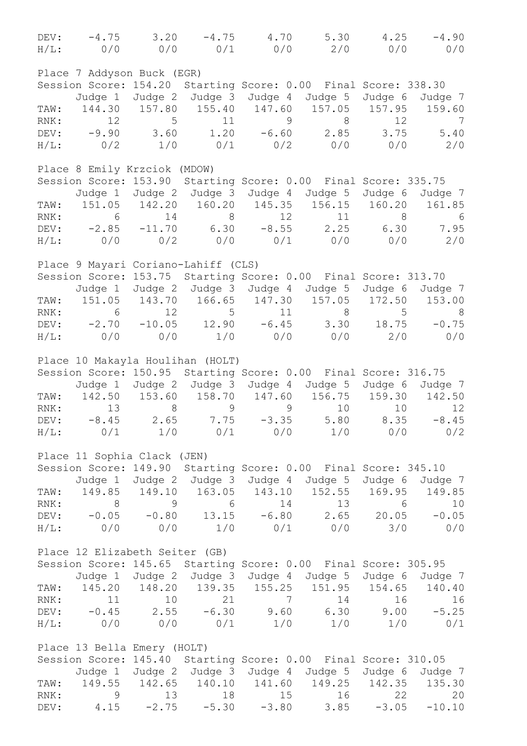| | Judge 1 | Judge 2 | Judge 3 | Judge 4 | Judge 5 | Judge 6 | Judge 7 |
|---|---|---|---|---|---|---|---|
| DEV: | -4.75 | 3.20 | -4.75 | 4.70 | 5.30 | 4.25 | -4.90 |
| H/L: | 0/0 | 0/0 | 0/1 | 0/0 | 2/0 | 0/0 | 0/0 |

Place 7 Addyson Buck (EGR)

Session Score: 154.20 Starting Score: 0.00 Final Score: 338.30

| | Judge 1 | Judge 2 | Judge 3 | Judge 4 | Judge 5 | Judge 6 | Judge 7 |
|---|---|---|---|---|---|---|---|
| TAW: | 144.30 | 157.80 | 155.40 | 147.60 | 157.05 | 157.95 | 159.60 |
| RNK: | 12 | 5 | 11 | 9 | 8 | 12 | 7 |
| DEV: | -9.90 | 3.60 | 1.20 | -6.60 | 2.85 | 3.75 | 5.40 |
| H/L: | 0/2 | 1/0 | 0/1 | 0/2 | 0/0 | 0/0 | 2/0 |

Place 8 Emily Krzciok (MDOW)

Session Score: 153.90 Starting Score: 0.00 Final Score: 335.75

| | Judge 1 | Judge 2 | Judge 3 | Judge 4 | Judge 5 | Judge 6 | Judge 7 |
|---|---|---|---|---|---|---|---|
| TAW: | 151.05 | 142.20 | 160.20 | 145.35 | 156.15 | 160.20 | 161.85 |
| RNK: | 6 | 14 | 8 | 12 | 11 | 8 | 6 |
| DEV: | -2.85 | -11.70 | 6.30 | -8.55 | 2.25 | 6.30 | 7.95 |
| H/L: | 0/0 | 0/2 | 0/0 | 0/1 | 0/0 | 0/0 | 2/0 |

Place 9 Mayari Coriano-Lahiff (CLS)

Session Score: 153.75 Starting Score: 0.00 Final Score: 313.70

| | Judge 1 | Judge 2 | Judge 3 | Judge 4 | Judge 5 | Judge 6 | Judge 7 |
|---|---|---|---|---|---|---|---|
| TAW: | 151.05 | 143.70 | 166.65 | 147.30 | 157.05 | 172.50 | 153.00 |
| RNK: | 6 | 12 | 5 | 11 | 8 | 5 | 8 |
| DEV: | -2.70 | -10.05 | 12.90 | -6.45 | 3.30 | 18.75 | -0.75 |
| H/L: | 0/0 | 0/0 | 1/0 | 0/0 | 0/0 | 2/0 | 0/0 |

Place 10 Makayla Houlihan (HOLT)

Session Score: 150.95 Starting Score: 0.00 Final Score: 316.75

| | Judge 1 | Judge 2 | Judge 3 | Judge 4 | Judge 5 | Judge 6 | Judge 7 |
|---|---|---|---|---|---|---|---|
| TAW: | 142.50 | 153.60 | 158.70 | 147.60 | 156.75 | 159.30 | 142.50 |
| RNK: | 13 | 8 | 9 | 9 | 10 | 10 | 12 |
| DEV: | -8.45 | 2.65 | 7.75 | -3.35 | 5.80 | 8.35 | -8.45 |
| H/L: | 0/1 | 1/0 | 0/1 | 0/0 | 1/0 | 0/0 | 0/2 |

Place 11 Sophia Clack (JEN)

Session Score: 149.90 Starting Score: 0.00 Final Score: 345.10

| | Judge 1 | Judge 2 | Judge 3 | Judge 4 | Judge 5 | Judge 6 | Judge 7 |
|---|---|---|---|---|---|---|---|
| TAW: | 149.85 | 149.10 | 163.05 | 143.10 | 152.55 | 169.95 | 149.85 |
| RNK: | 8 | 9 | 6 | 14 | 13 | 6 | 10 |
| DEV: | -0.05 | -0.80 | 13.15 | -6.80 | 2.65 | 20.05 | -0.05 |
| H/L: | 0/0 | 0/0 | 1/0 | 0/1 | 0/0 | 3/0 | 0/0 |

Place 12 Elizabeth Seiter (GB)

Session Score: 145.65 Starting Score: 0.00 Final Score: 305.95

| | Judge 1 | Judge 2 | Judge 3 | Judge 4 | Judge 5 | Judge 6 | Judge 7 |
|---|---|---|---|---|---|---|---|
| TAW: | 145.20 | 148.20 | 139.35 | 155.25 | 151.95 | 154.65 | 140.40 |
| RNK: | 11 | 10 | 21 | 7 | 14 | 16 | 16 |
| DEV: | -0.45 | 2.55 | -6.30 | 9.60 | 6.30 | 9.00 | -5.25 |
| H/L: | 0/0 | 0/0 | 0/1 | 1/0 | 1/0 | 1/0 | 0/1 |

Place 13 Bella Emery (HOLT)

Session Score: 145.40 Starting Score: 0.00 Final Score: 310.05

| | Judge 1 | Judge 2 | Judge 3 | Judge 4 | Judge 5 | Judge 6 | Judge 7 |
|---|---|---|---|---|---|---|---|
| TAW: | 149.55 | 142.65 | 140.10 | 141.60 | 149.25 | 142.35 | 135.30 |
| RNK: | 9 | 13 | 18 | 15 | 16 | 22 | 20 |
| DEV: | 4.15 | -2.75 | -5.30 | -3.80 | 3.85 | -3.05 | -10.10 |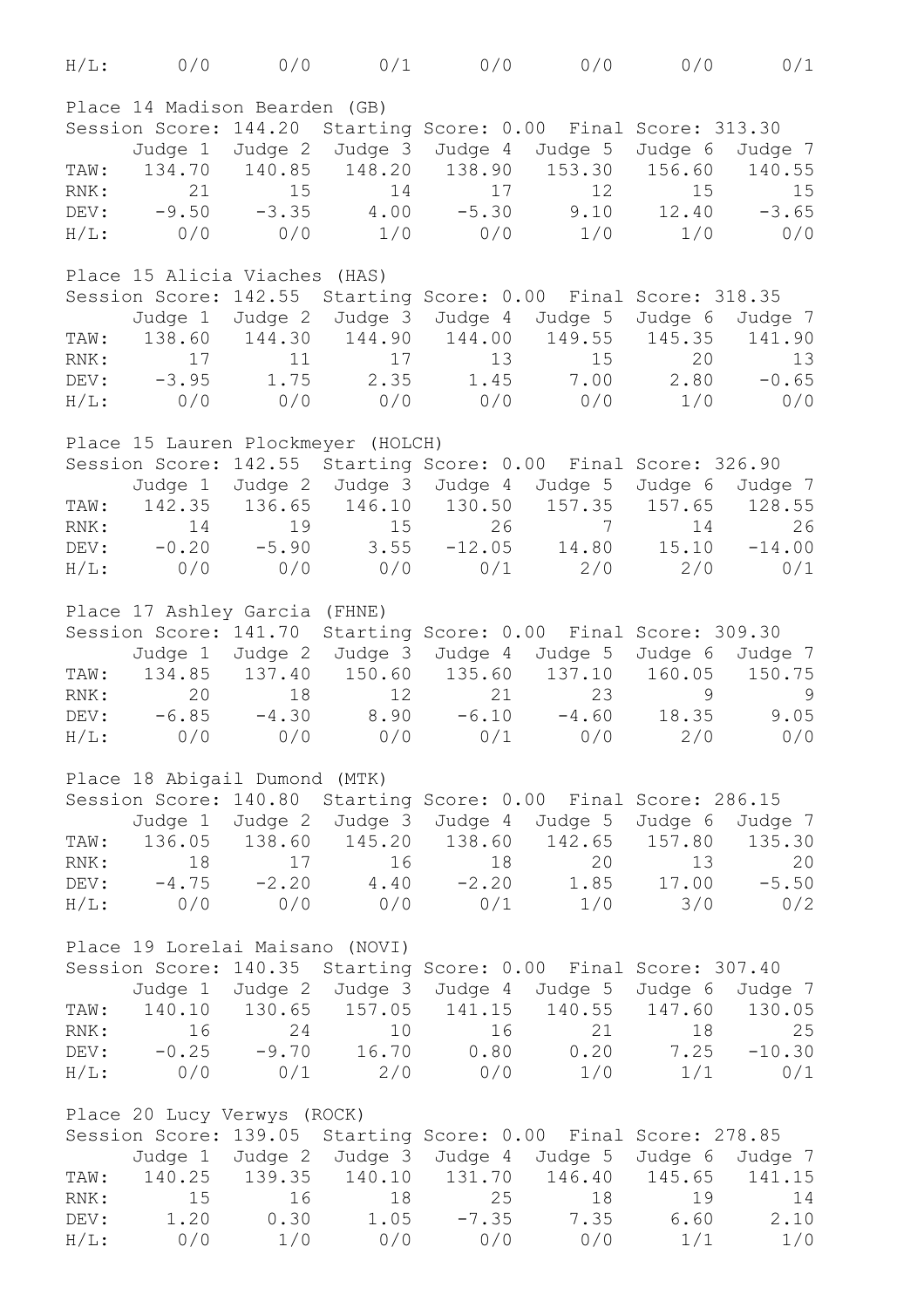| H/L: | 0/0 | 0/0 | 0/1 | 0/0 | 0/0 | 0/0 | 0/1 |
|---|---|---|---|---|---|---|---|

Place 14 Madison Bearden (GB)
Session Score: 144.20 Starting Score: 0.00 Final Score: 313.30

| | Judge 1 | Judge 2 | Judge 3 | Judge 4 | Judge 5 | Judge 6 | Judge 7 |
|---|---|---|---|---|---|---|---|
| TAW: | 134.70 | 140.85 | 148.20 | 138.90 | 153.30 | 156.60 | 140.55 |
| RNK: | 21 | 15 | 14 | 17 | 12 | 15 | 15 |
| DEV: | -9.50 | -3.35 | 4.00 | -5.30 | 9.10 | 12.40 | -3.65 |
| H/L: | 0/0 | 0/0 | 1/0 | 0/0 | 1/0 | 1/0 | 0/0 |

Place 15 Alicia Viaches (HAS)
Session Score: 142.55 Starting Score: 0.00 Final Score: 318.35

| | Judge 1 | Judge 2 | Judge 3 | Judge 4 | Judge 5 | Judge 6 | Judge 7 |
|---|---|---|---|---|---|---|---|
| TAW: | 138.60 | 144.30 | 144.90 | 144.00 | 149.55 | 145.35 | 141.90 |
| RNK: | 17 | 11 | 17 | 13 | 15 | 20 | 13 |
| DEV: | -3.95 | 1.75 | 2.35 | 1.45 | 7.00 | 2.80 | -0.65 |
| H/L: | 0/0 | 0/0 | 0/0 | 0/0 | 0/0 | 1/0 | 0/0 |

Place 15 Lauren Plockmeyer (HOLCH)
Session Score: 142.55 Starting Score: 0.00 Final Score: 326.90

| | Judge 1 | Judge 2 | Judge 3 | Judge 4 | Judge 5 | Judge 6 | Judge 7 |
|---|---|---|---|---|---|---|---|
| TAW: | 142.35 | 136.65 | 146.10 | 130.50 | 157.35 | 157.65 | 128.55 |
| RNK: | 14 | 19 | 15 | 26 | 7 | 14 | 26 |
| DEV: | -0.20 | -5.90 | 3.55 | -12.05 | 14.80 | 15.10 | -14.00 |
| H/L: | 0/0 | 0/0 | 0/0 | 0/1 | 2/0 | 2/0 | 0/1 |

Place 17 Ashley Garcia (FHNE)
Session Score: 141.70 Starting Score: 0.00 Final Score: 309.30

| | Judge 1 | Judge 2 | Judge 3 | Judge 4 | Judge 5 | Judge 6 | Judge 7 |
|---|---|---|---|---|---|---|---|
| TAW: | 134.85 | 137.40 | 150.60 | 135.60 | 137.10 | 160.05 | 150.75 |
| RNK: | 20 | 18 | 12 | 21 | 23 | 9 | 9 |
| DEV: | -6.85 | -4.30 | 8.90 | -6.10 | -4.60 | 18.35 | 9.05 |
| H/L: | 0/0 | 0/0 | 0/0 | 0/1 | 0/0 | 2/0 | 0/0 |

Place 18 Abigail Dumond (MTK)
Session Score: 140.80 Starting Score: 0.00 Final Score: 286.15

| | Judge 1 | Judge 2 | Judge 3 | Judge 4 | Judge 5 | Judge 6 | Judge 7 |
|---|---|---|---|---|---|---|---|
| TAW: | 136.05 | 138.60 | 145.20 | 138.60 | 142.65 | 157.80 | 135.30 |
| RNK: | 18 | 17 | 16 | 18 | 20 | 13 | 20 |
| DEV: | -4.75 | -2.20 | 4.40 | -2.20 | 1.85 | 17.00 | -5.50 |
| H/L: | 0/0 | 0/0 | 0/0 | 0/1 | 1/0 | 3/0 | 0/2 |

Place 19 Lorelai Maisano (NOVI)
Session Score: 140.35 Starting Score: 0.00 Final Score: 307.40

| | Judge 1 | Judge 2 | Judge 3 | Judge 4 | Judge 5 | Judge 6 | Judge 7 |
|---|---|---|---|---|---|---|---|
| TAW: | 140.10 | 130.65 | 157.05 | 141.15 | 140.55 | 147.60 | 130.05 |
| RNK: | 16 | 24 | 10 | 16 | 21 | 18 | 25 |
| DEV: | -0.25 | -9.70 | 16.70 | 0.80 | 0.20 | 7.25 | -10.30 |
| H/L: | 0/0 | 0/1 | 2/0 | 0/0 | 1/0 | 1/1 | 0/1 |

Place 20 Lucy Verwys (ROCK)
Session Score: 139.05 Starting Score: 0.00 Final Score: 278.85

| | Judge 1 | Judge 2 | Judge 3 | Judge 4 | Judge 5 | Judge 6 | Judge 7 |
|---|---|---|---|---|---|---|---|
| TAW: | 140.25 | 139.35 | 140.10 | 131.70 | 146.40 | 145.65 | 141.15 |
| RNK: | 15 | 16 | 18 | 25 | 18 | 19 | 14 |
| DEV: | 1.20 | 0.30 | 1.05 | -7.35 | 7.35 | 6.60 | 2.10 |
| H/L: | 0/0 | 1/0 | 0/0 | 0/0 | 0/0 | 1/1 | 1/0 |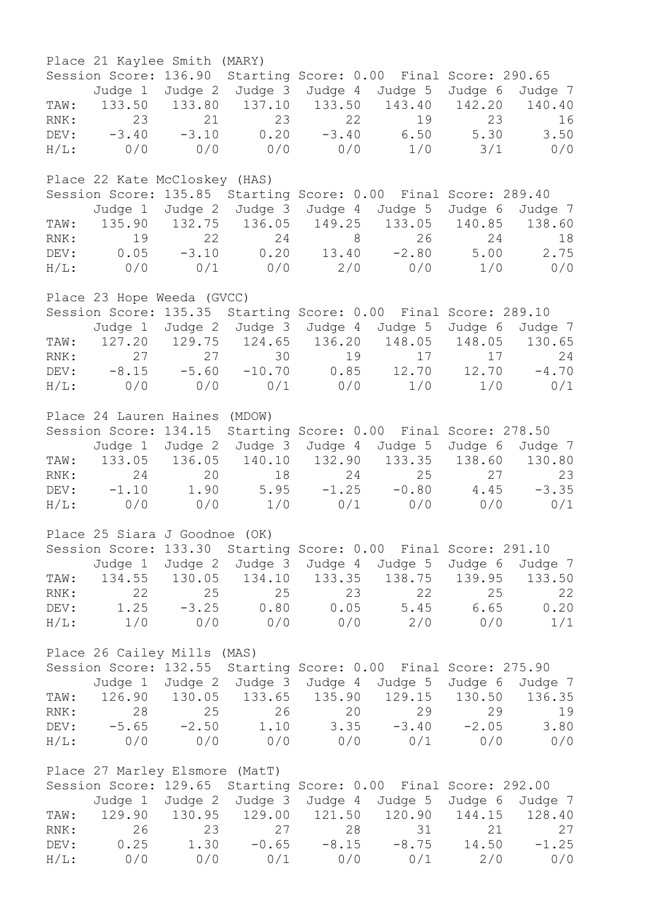Place 21 Kaylee Smith (MARY)

Session Score: 136.90 Starting Score: 0.00 Final Score: 290.65

| | Judge 1 | Judge 2 | Judge 3 | Judge 4 | Judge 5 | Judge 6 | Judge 7 |
|---|---|---|---|---|---|---|---|
| TAW: | 133.50 | 133.80 | 137.10 | 133.50 | 143.40 | 142.20 | 140.40 |
| RNK: | 23 | 21 | 23 | 22 | 19 | 23 | 16 |
| DEV: | -3.40 | -3.10 | 0.20 | -3.40 | 6.50 | 5.30 | 3.50 |
| H/L: | 0/0 | 0/0 | 0/0 | 0/0 | 1/0 | 3/1 | 0/0 |

Place 22 Kate McCloskey (HAS)

Session Score: 135.85 Starting Score: 0.00 Final Score: 289.40

| | Judge 1 | Judge 2 | Judge 3 | Judge 4 | Judge 5 | Judge 6 | Judge 7 |
|---|---|---|---|---|---|---|---|
| TAW: | 135.90 | 132.75 | 136.05 | 149.25 | 133.05 | 140.85 | 138.60 |
| RNK: | 19 | 22 | 24 | 8 | 26 | 24 | 18 |
| DEV: | 0.05 | -3.10 | 0.20 | 13.40 | -2.80 | 5.00 | 2.75 |
| H/L: | 0/0 | 0/1 | 0/0 | 2/0 | 0/0 | 1/0 | 0/0 |

Place 23 Hope Weeda (GVCC)

Session Score: 135.35 Starting Score: 0.00 Final Score: 289.10

| | Judge 1 | Judge 2 | Judge 3 | Judge 4 | Judge 5 | Judge 6 | Judge 7 |
|---|---|---|---|---|---|---|---|
| TAW: | 127.20 | 129.75 | 124.65 | 136.20 | 148.05 | 148.05 | 130.65 |
| RNK: | 27 | 27 | 30 | 19 | 17 | 17 | 24 |
| DEV: | -8.15 | -5.60 | -10.70 | 0.85 | 12.70 | 12.70 | -4.70 |
| H/L: | 0/0 | 0/0 | 0/1 | 0/0 | 1/0 | 1/0 | 0/1 |

Place 24 Lauren Haines (MDOW)

Session Score: 134.15 Starting Score: 0.00 Final Score: 278.50

| | Judge 1 | Judge 2 | Judge 3 | Judge 4 | Judge 5 | Judge 6 | Judge 7 |
|---|---|---|---|---|---|---|---|
| TAW: | 133.05 | 136.05 | 140.10 | 132.90 | 133.35 | 138.60 | 130.80 |
| RNK: | 24 | 20 | 18 | 24 | 25 | 27 | 23 |
| DEV: | -1.10 | 1.90 | 5.95 | -1.25 | -0.80 | 4.45 | -3.35 |
| H/L: | 0/0 | 0/0 | 1/0 | 0/1 | 0/0 | 0/0 | 0/1 |

Place 25 Siara J Goodnoe (OK)

Session Score: 133.30 Starting Score: 0.00 Final Score: 291.10

| | Judge 1 | Judge 2 | Judge 3 | Judge 4 | Judge 5 | Judge 6 | Judge 7 |
|---|---|---|---|---|---|---|---|
| TAW: | 134.55 | 130.05 | 134.10 | 133.35 | 138.75 | 139.95 | 133.50 |
| RNK: | 22 | 25 | 25 | 23 | 22 | 25 | 22 |
| DEV: | 1.25 | -3.25 | 0.80 | 0.05 | 5.45 | 6.65 | 0.20 |
| H/L: | 1/0 | 0/0 | 0/0 | 0/0 | 2/0 | 0/0 | 1/1 |

Place 26 Cailey Mills (MAS)

Session Score: 132.55 Starting Score: 0.00 Final Score: 275.90

| | Judge 1 | Judge 2 | Judge 3 | Judge 4 | Judge 5 | Judge 6 | Judge 7 |
|---|---|---|---|---|---|---|---|
| TAW: | 126.90 | 130.05 | 133.65 | 135.90 | 129.15 | 130.50 | 136.35 |
| RNK: | 28 | 25 | 26 | 20 | 29 | 29 | 19 |
| DEV: | -5.65 | -2.50 | 1.10 | 3.35 | -3.40 | -2.05 | 3.80 |
| H/L: | 0/0 | 0/0 | 0/0 | 0/0 | 0/1 | 0/0 | 0/0 |

Place 27 Marley Elsmore (MatT)

Session Score: 129.65 Starting Score: 0.00 Final Score: 292.00

| | Judge 1 | Judge 2 | Judge 3 | Judge 4 | Judge 5 | Judge 6 | Judge 7 |
|---|---|---|---|---|---|---|---|
| TAW: | 129.90 | 130.95 | 129.00 | 121.50 | 120.90 | 144.15 | 128.40 |
| RNK: | 26 | 23 | 27 | 28 | 31 | 21 | 27 |
| DEV: | 0.25 | 1.30 | -0.65 | -8.15 | -8.75 | 14.50 | -1.25 |
| H/L: | 0/0 | 0/0 | 0/1 | 0/0 | 0/1 | 2/0 | 0/0 |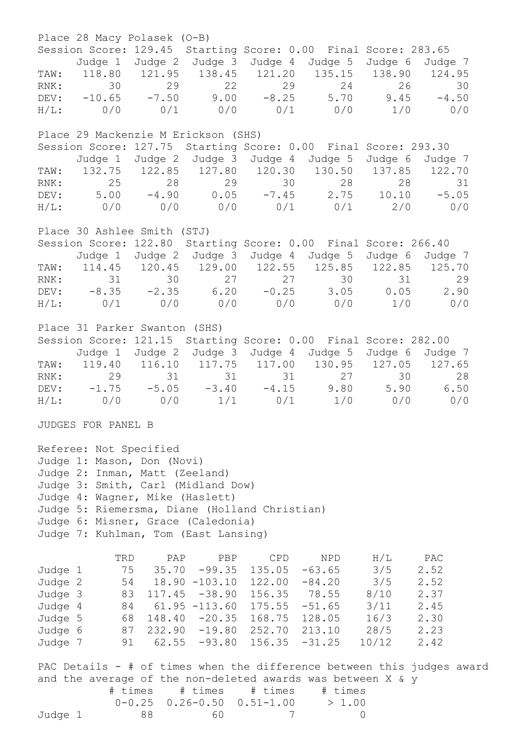Place 28 Macy Polasek (O-B)
Session Score: 129.45 Starting Score: 0.00 Final Score: 283.65

| | Judge 1 | Judge 2 | Judge 3 | Judge 4 | Judge 5 | Judge 6 | Judge 7 |
|---|---|---|---|---|---|---|---|
| TAW: | 118.80 | 121.95 | 138.45 | 121.20 | 135.15 | 138.90 | 124.95 |
| RNK: | 30 | 29 | 22 | 29 | 24 | 26 | 30 |
| DEV: | -10.65 | -7.50 | 9.00 | -8.25 | 5.70 | 9.45 | -4.50 |
| H/L: | 0/0 | 0/1 | 0/0 | 0/1 | 0/0 | 1/0 | 0/0 |

Place 29 Mackenzie M Erickson (SHS)
Session Score: 127.75 Starting Score: 0.00 Final Score: 293.30

| | Judge 1 | Judge 2 | Judge 3 | Judge 4 | Judge 5 | Judge 6 | Judge 7 |
|---|---|---|---|---|---|---|---|
| TAW: | 132.75 | 122.85 | 127.80 | 120.30 | 130.50 | 137.85 | 122.70 |
| RNK: | 25 | 28 | 29 | 30 | 28 | 28 | 31 |
| DEV: | 5.00 | -4.90 | 0.05 | -7.45 | 2.75 | 10.10 | -5.05 |
| H/L: | 0/0 | 0/0 | 0/0 | 0/1 | 0/1 | 2/0 | 0/0 |

Place 30 Ashlee Smith (STJ)
Session Score: 122.80 Starting Score: 0.00 Final Score: 266.40

| | Judge 1 | Judge 2 | Judge 3 | Judge 4 | Judge 5 | Judge 6 | Judge 7 |
|---|---|---|---|---|---|---|---|
| TAW: | 114.45 | 120.45 | 129.00 | 122.55 | 125.85 | 122.85 | 125.70 |
| RNK: | 31 | 30 | 27 | 27 | 30 | 31 | 29 |
| DEV: | -8.35 | -2.35 | 6.20 | -0.25 | 3.05 | 0.05 | 2.90 |
| H/L: | 0/1 | 0/0 | 0/0 | 0/0 | 0/0 | 1/0 | 0/0 |

Place 31 Parker Swanton (SHS)
Session Score: 121.15 Starting Score: 0.00 Final Score: 282.00

| | Judge 1 | Judge 2 | Judge 3 | Judge 4 | Judge 5 | Judge 6 | Judge 7 |
|---|---|---|---|---|---|---|---|
| TAW: | 119.40 | 116.10 | 117.75 | 117.00 | 130.95 | 127.05 | 127.65 |
| RNK: | 29 | 31 | 31 | 31 | 27 | 30 | 28 |
| DEV: | -1.75 | -5.05 | -3.40 | -4.15 | 9.80 | 5.90 | 6.50 |
| H/L: | 0/0 | 0/0 | 1/1 | 0/1 | 1/0 | 0/0 | 0/0 |

JUDGES FOR PANEL B

Referee: Not Specified
Judge 1: Mason, Don (Novi)
Judge 2: Inman, Matt (Zeeland)
Judge 3: Smith, Carl (Midland Dow)
Judge 4: Wagner, Mike (Haslett)
Judge 5: Riemersma, Diane (Holland Christian)
Judge 6: Misner, Grace (Caledonia)
Judge 7: Kuhlman, Tom (East Lansing)

| | TRD | PAP | PBP | CPD | NPD | H/L | PAC |
|---|---|---|---|---|---|---|---|
| Judge 1 | 75 | 35.70 | -99.35 | 135.05 | -63.65 | 3/5 | 2.52 |
| Judge 2 | 54 | 18.90 | -103.10 | 122.00 | -84.20 | 3/5 | 2.52 |
| Judge 3 | 83 | 117.45 | -38.90 | 156.35 | 78.55 | 8/10 | 2.37 |
| Judge 4 | 84 | 61.95 | -113.60 | 175.55 | -51.65 | 3/11 | 2.45 |
| Judge 5 | 68 | 148.40 | -20.35 | 168.75 | 128.05 | 16/3 | 2.30 |
| Judge 6 | 87 | 232.90 | -19.80 | 252.70 | 213.10 | 28/5 | 2.23 |
| Judge 7 | 91 | 62.55 | -93.80 | 156.35 | -31.25 | 10/12 | 2.42 |

PAC Details - # of times when the difference between this judges award and the average of the non-deleted awards was between X & y

| | # times 0-0.25 | # times 0.26-0.50 | # times 0.51-1.00 | # times > 1.00 |
|---|---|---|---|---|
| Judge 1 | 88 | 60 | 7 | 0 |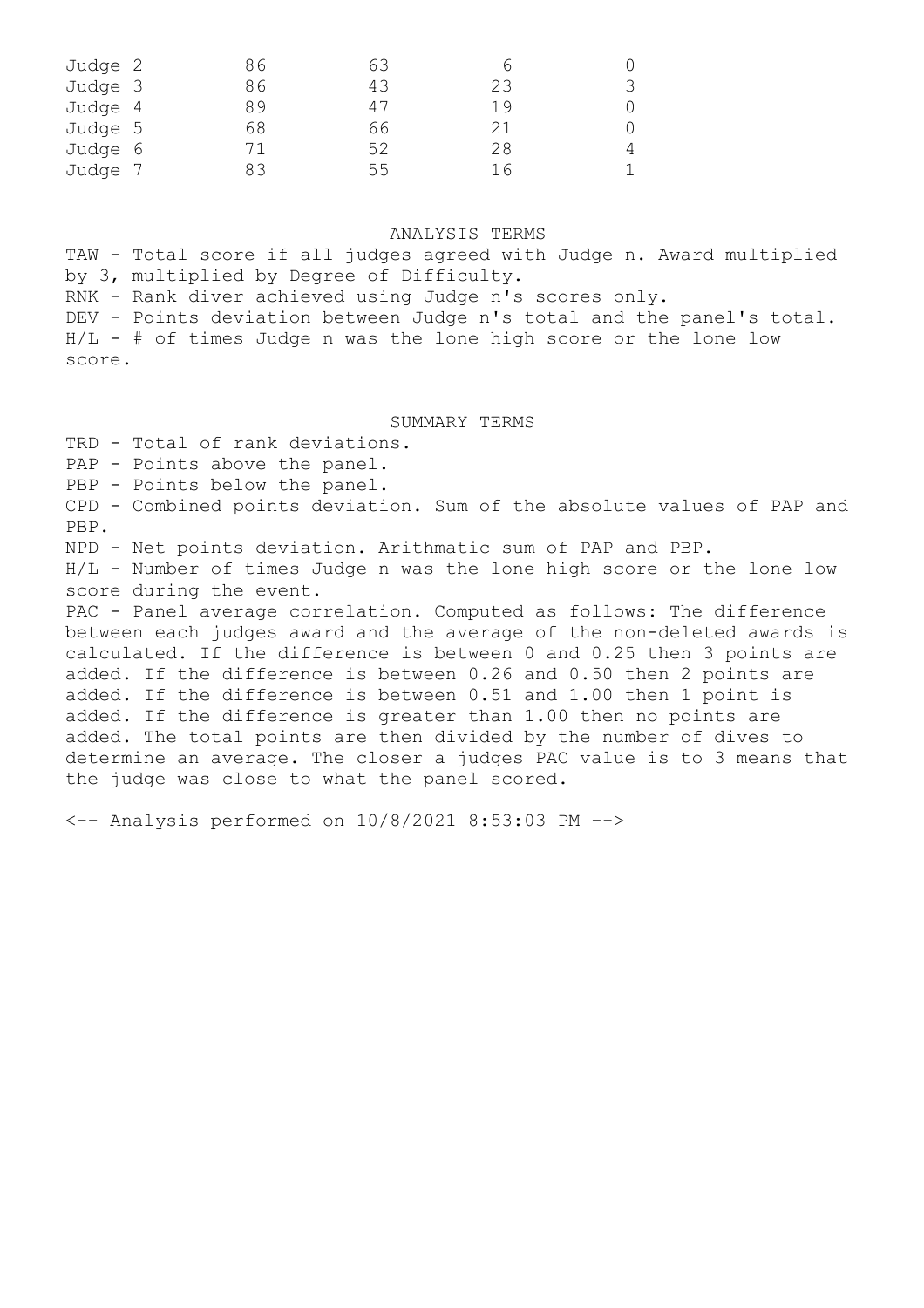| | | | | |
|---|---|---|---|---|
| Judge 2 | 86 | 63 | 6 | 0 |
| Judge 3 | 86 | 43 | 23 | 3 |
| Judge 4 | 89 | 47 | 19 | 0 |
| Judge 5 | 68 | 66 | 21 | 0 |
| Judge 6 | 71 | 52 | 28 | 4 |
| Judge 7 | 83 | 55 | 16 | 1 |

## ANALYSIS TERMS

TAW - Total score if all judges agreed with Judge n. Award multiplied by 3, multiplied by Degree of Difficulty.
RNK - Rank diver achieved using Judge n's scores only.
DEV - Points deviation between Judge n's total and the panel's total.
H/L - # of times Judge n was the lone high score or the lone low score.

## SUMMARY TERMS

TRD - Total of rank deviations.
PAP - Points above the panel.
PBP - Points below the panel.
CPD - Combined points deviation. Sum of the absolute values of PAP and PBP.
NPD - Net points deviation. Arithmatic sum of PAP and PBP.
H/L - Number of times Judge n was the lone high score or the lone low score during the event.
PAC - Panel average correlation. Computed as follows: The difference between each judges award and the average of the non-deleted awards is calculated. If the difference is between 0 and 0.25 then 3 points are added. If the difference is between 0.26 and 0.50 then 2 points are added. If the difference is between 0.51 and 1.00 then 1 point is added. If the difference is greater than 1.00 then no points are added. The total points are then divided by the number of dives to determine an average. The closer a judges PAC value is to 3 means that the judge was close to what the panel scored.

<-- Analysis performed on 10/8/2021 8:53:03 PM -->